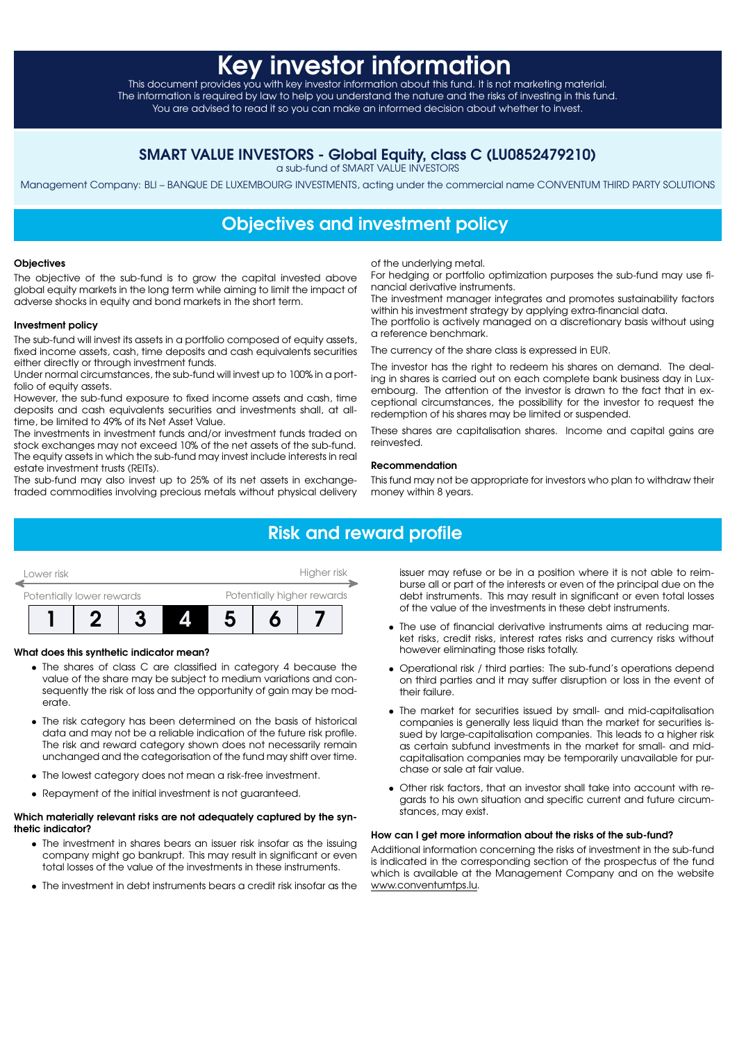# Key investor information

This document provides you with key investor information about this fund. It is not marketing material. The information is required by law to help you understand the nature and the risks of investing in this fund. You are advised to read it so you can make an informed decision about whether to invest.

## SMART VALUE INVESTORS - Global Equity, class C (LU0852479210)

a sub-fund of SMART VALUE INVESTORS

Management Company: BLI – BANQUE DE LUXEMBOURG INVESTMENTS, acting under the commercial name CONVENTUM THIRD PARTY SOLUTIONS

## Objectives and investment policy

**Objectives**

The objective of the sub-fund is to grow the capital invested above global equity markets in the long term while aiming to limit the impact of adverse shocks in equity and bond markets in the short term.

**Investment policy**

The sub-fund will invest its assets in a portfolio composed of equity assets, fixed income assets, cash, time deposits and cash equivalents securities either directly or through investment funds.

Under normal circumstances, the sub-fund will invest up to 100% in a portfolio of equity assets.

However, the sub-fund exposure to fixed income assets and cash, time deposits and cash equivalents securities and investments shall, at all-time, be limited to 49% of its Net Asset Value.

The investments in investment funds and/or investment funds traded on stock exchanges may not exceed 10% of the net assets of the sub-fund.

The equity assets in which the sub-fund may invest include interests in real estate investment trusts (REITs).

The sub-fund may also invest up to 25% of its net assets in exchange-traded commodities involving precious metals without physical delivery of the underlying metal.

For hedging or portfolio optimization purposes the sub-fund may use financial derivative instruments.

The investment manager integrates and promotes sustainability factors within his investment strategy by applying extra-financial data.

The portfolio is actively managed on a discretionary basis without using a reference benchmark.

The currency of the share class is expressed in EUR.

The investor has the right to redeem his shares on demand. The dealing in shares is carried out on each complete bank business day in Luxembourg. The attention of the investor is drawn to the fact that in exceptional circumstances, the possibility for the investor to request the redemption of his shares may be limited or suspended.

These shares are capitalisation shares. Income and capital gains are reinvested.

**Recommendation**

This fund may not be appropriate for investors who plan to withdraw their money within 8 years.

## Risk and reward profile

Lower risk — Higher risk

Potentially lower rewards — Potentially higher rewards

| 1 | 2 | 3 | **4** | 5 | 6 | 7 |
|---|---|---|---|---|---|---|

**What does this synthetic indicator mean?**

- The shares of class C are classified in category 4 because the value of the share may be subject to medium variations and consequently the risk of loss and the opportunity of gain may be moderate.
- The risk category has been determined on the basis of historical data and may not be a reliable indication of the future risk profile. The risk and reward category shown does not necessarily remain unchanged and the categorisation of the fund may shift over time.
- The lowest category does not mean a risk-free investment.
- Repayment of the initial investment is not guaranteed.

**Which materially relevant risks are not adequately captured by the synthetic indicator?**

- The investment in shares bears an issuer risk insofar as the issuing company might go bankrupt. This may result in significant or even total losses of the value of the investments in these instruments.
- The investment in debt instruments bears a credit risk insofar as the issuer may refuse or be in a position where it is not able to reimburse all or part of the interests or even of the principal due on the debt instruments. This may result in significant or even total losses of the value of the investments in these debt instruments.
- The use of financial derivative instruments aims at reducing market risks, credit risks, interest rates risks and currency risks without however eliminating those risks totally.
- Operational risk / third parties: The sub-fund's operations depend on third parties and it may suffer disruption or loss in the event of their failure.
- The market for securities issued by small- and mid-capitalisation companies is generally less liquid than the market for securities issued by large-capitalisation companies. This leads to a higher risk as certain subfund investments in the market for small- and mid-capitalisation companies may be temporarily unavailable for purchase or sale at fair value.
- Other risk factors, that an investor shall take into account with regards to his own situation and specific current and future circumstances, may exist.

**How can I get more information about the risks of the sub-fund?**

Additional information concerning the risks of investment in the sub-fund is indicated in the corresponding section of the prospectus of the fund which is available at the Management Company and on the website www.conventumtps.lu.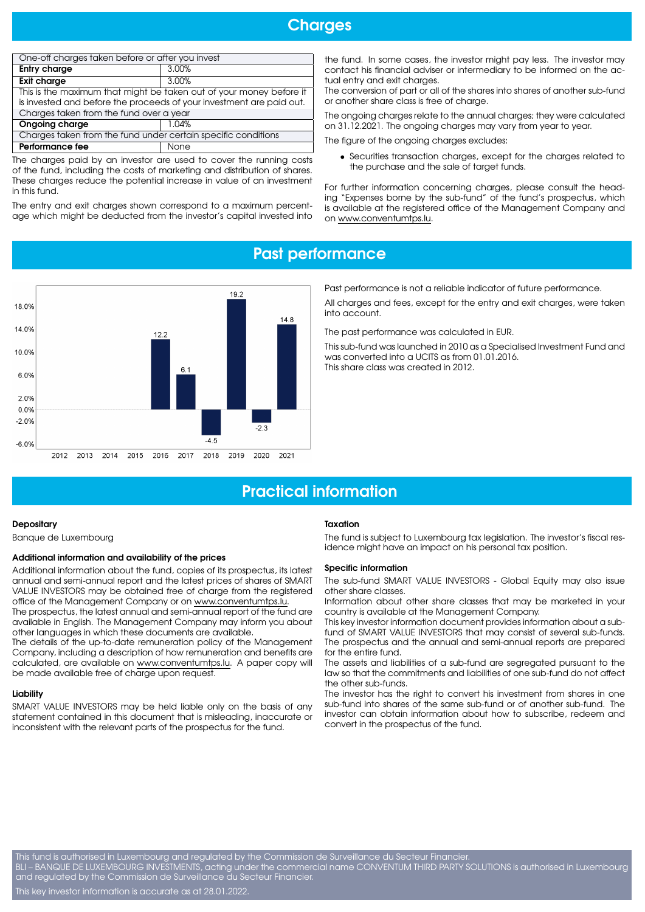## Charges

| One-off charges taken before or after you invest | |
|---|---|
| **Entry charge** | 3.00% |
| **Exit charge** | 3.00% |
| This is the maximum that might be taken out of your money before it is invested and before the proceeds of your investment are paid out. | |
| Charges taken from the fund over a year | |
| **Ongoing charge** | 1.04% |
| Charges taken from the fund under certain specific conditions | |
| **Performance fee** | None |

The charges paid by an investor are used to cover the running costs of the fund, including the costs of marketing and distribution of shares. These charges reduce the potential increase in value of an investment in this fund.

The entry and exit charges shown correspond to a maximum percentage which might be deducted from the investor's capital invested into the fund. In some cases, the investor might pay less. The investor may contact his financial adviser or intermediary to be informed on the actual entry and exit charges.

The conversion of part or all of the shares into shares of another sub-fund or another share class is free of charge.

The ongoing charges relate to the annual charges; they were calculated on 31.12.2021. The ongoing charges may vary from year to year.

The figure of the ongoing charges excludes:

- Securities transaction charges, except for the charges related to the purchase and the sale of target funds.

For further information concerning charges, please consult the heading "Expenses borne by the sub-fund" of the fund's prospectus, which is available at the registered office of the Management Company and on www.conventumtps.lu.

## Past performance

18.0%
14.0%
10.0%
6.0%
2.0%
0.0%
-2.0%
-6.0%

12.2
6.1
-4.5
19.2
-2.3
14.8

2012 2013 2014 2015 2016 2017 2018 2019 2020 2021

Past performance is not a reliable indicator of future performance.

All charges and fees, except for the entry and exit charges, were taken into account.

The past performance was calculated in EUR.

This sub-fund was launched in 2010 as a Specialised Investment Fund and was converted into a UCITS as from 01.01.2016.
This share class was created in 2012.

## Practical information

**Depositary**

Banque de Luxembourg

**Additional information and availability of the prices**

Additional information about the fund, copies of its prospectus, its latest annual and semi-annual report and the latest prices of shares of SMART VALUE INVESTORS may be obtained free of charge from the registered office of the Management Company or on www.conventumtps.lu.
The prospectus, the latest annual and semi-annual report of the fund are available in English. The Management Company may inform you about other languages in which these documents are available.
The details of the up-to-date remuneration policy of the Management Company, including a description of how remuneration and benefits are calculated, are available on www.conventumtps.lu. A paper copy will be made available free of charge upon request.

**Liability**

SMART VALUE INVESTORS may be held liable only on the basis of any statement contained in this document that is misleading, inaccurate or inconsistent with the relevant parts of the prospectus for the fund.

**Taxation**

The fund is subject to Luxembourg tax legislation. The investor's fiscal residence might have an impact on his personal tax position.

**Specific information**

The sub-fund SMART VALUE INVESTORS - Global Equity may also issue other share classes.
Information about other share classes that may be marketed in your country is available at the Management Company.
This key investor information document provides information about a sub-fund of SMART VALUE INVESTORS that may consist of several sub-funds. The prospectus and the annual and semi-annual reports are prepared for the entire fund.
The assets and liabilities of a sub-fund are segregated pursuant to the law so that the commitments and liabilities of one sub-fund do not affect the other sub-funds.
The investor has the right to convert his investment from shares in one sub-fund into shares of the same sub-fund or of another sub-fund. The investor can obtain information about how to subscribe, redeem and convert in the prospectus of the fund.

This fund is authorised in Luxembourg and regulated by the Commission de Surveillance du Secteur Financier.
BLI – BANQUE DE LUXEMBOURG INVESTMENTS, acting under the commercial name CONVENTUM THIRD PARTY SOLUTIONS is authorised in Luxembourg and regulated by the Commission de Surveillance du Secteur Financier.

This key investor information is accurate as at 28.01.2022.